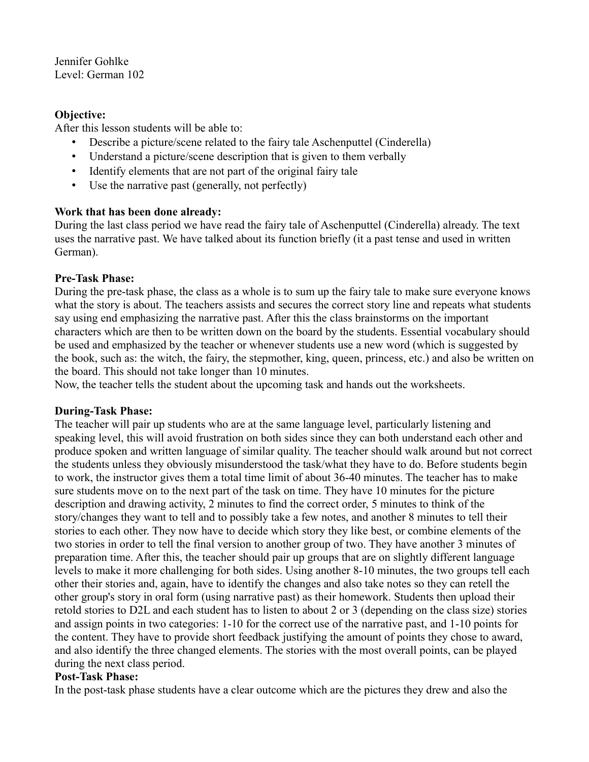Jennifer Gohlke
Level: German 102

**Objective:**
After this lesson students will be able to:

- Describe a picture/scene related to the fairy tale Aschenputtel (Cinderella)
- Understand a picture/scene description that is given to them verbally
- Identify elements that are not part of the original fairy tale
- Use the narrative past (generally, not perfectly)

**Work that has been done already:**
During the last class period we have read the fairy tale of Aschenputtel (Cinderella) already. The text uses the narrative past. We have talked about its function briefly (it a past tense and used in written German).

**Pre-Task Phase:**
During the pre-task phase, the class as a whole is to sum up the fairy tale to make sure everyone knows what the story is about. The teachers assists and secures the correct story line and repeats what students say using end emphasizing the narrative past. After this the class brainstorms on the important characters which are then to be written down on the board by the students. Essential vocabulary should be used and emphasized by the teacher or whenever students use a new word (which is suggested by the book, such as: the witch, the fairy, the stepmother, king, queen, princess, etc.) and also be written on the board. This should not take longer than 10 minutes.
Now, the teacher tells the student about the upcoming task and hands out the worksheets.

**During-Task Phase:**
The teacher will pair up students who are at the same language level, particularly listening and speaking level, this will avoid frustration on both sides since they can both understand each other and produce spoken and written language of similar quality. The teacher should walk around but not correct the students unless they obviously misunderstood the task/what they have to do. Before students begin to work, the instructor gives them a total time limit of about 36-40 minutes. The teacher has to make sure students move on to the next part of the task on time. They have 10 minutes for the picture description and drawing activity, 2 minutes to find the correct order, 5 minutes to think of the story/changes they want to tell and to possibly take a few notes, and another 8 minutes to tell their stories to each other. They now have to decide which story they like best, or combine elements of the two stories in order to tell the final version to another group of two. They have another 3 minutes of preparation time. After this, the teacher should pair up groups that are on slightly different language levels to make it more challenging for both sides. Using another 8-10 minutes, the two groups tell each other their stories and, again, have to identify the changes and also take notes so they can retell the other group's story in oral form (using narrative past) as their homework. Students then upload their retold stories to D2L and each student has to listen to about 2 or 3 (depending on the class size) stories and assign points in two categories: 1-10 for the correct use of the narrative past, and 1-10 points for the content. They have to provide short feedback justifying the amount of points they chose to award, and also identify the three changed elements. The stories with the most overall points, can be played during the next class period.

**Post-Task Phase:**
In the post-task phase students have a clear outcome which are the pictures they drew and also the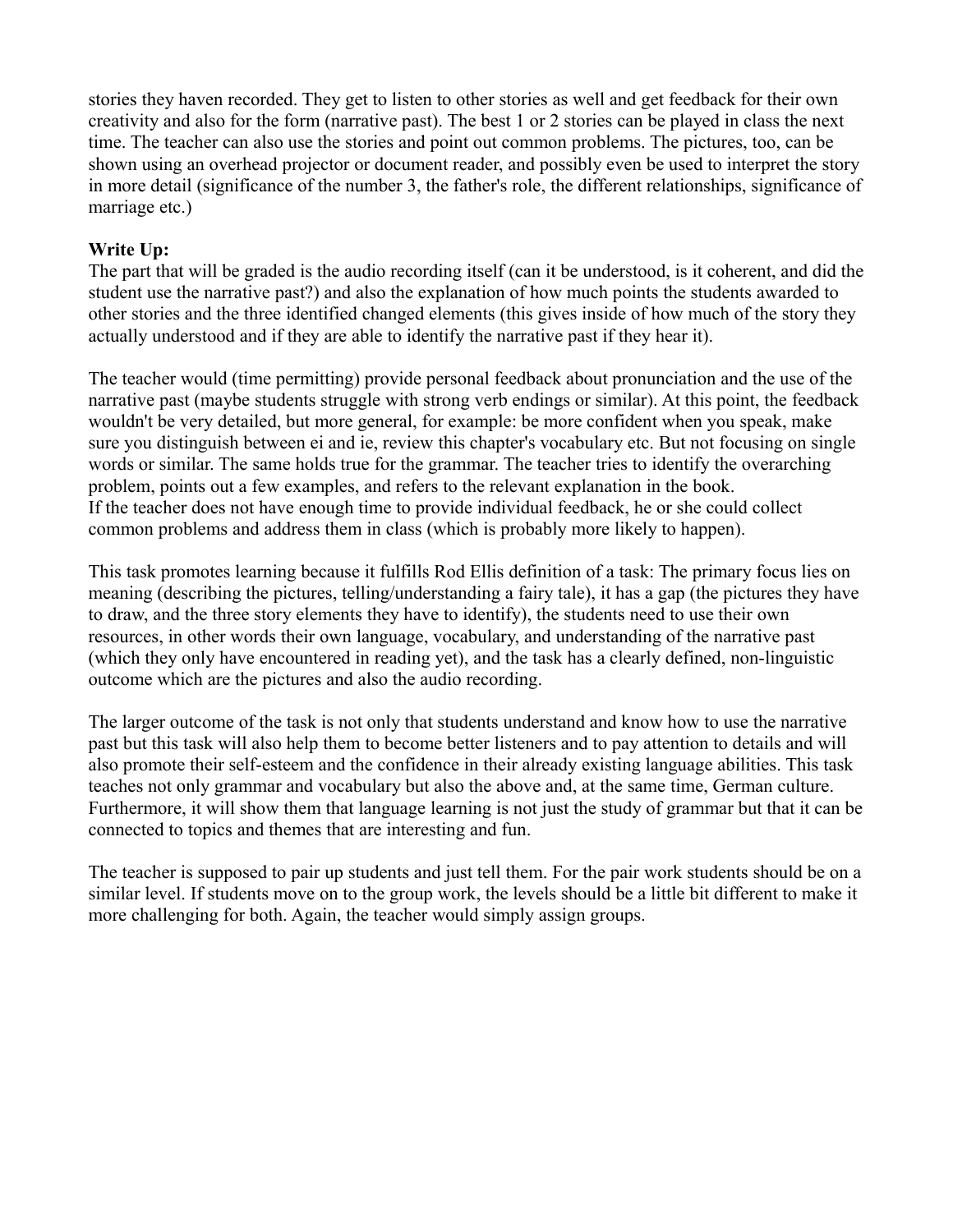stories they haven recorded. They get to listen to other stories as well and get feedback for their own creativity and also for the form (narrative past). The best 1 or 2 stories can be played in class the next time. The teacher can also use the stories and point out common problems. The pictures, too, can be shown using an overhead projector or document reader, and possibly even be used to interpret the story in more detail (significance of the number 3, the father's role, the different relationships, significance of marriage etc.)

**Write Up:**
The part that will be graded is the audio recording itself (can it be understood, is it coherent, and did the student use the narrative past?) and also the explanation of how much points the students awarded to other stories and the three identified changed elements (this gives inside of how much of the story they actually understood and if they are able to identify the narrative past if they hear it).

The teacher would (time permitting) provide personal feedback about pronunciation and the use of the narrative past (maybe students struggle with strong verb endings or similar). At this point, the feedback wouldn't be very detailed, but more general, for example: be more confident when you speak, make sure you distinguish between ei and ie, review this chapter's vocabulary etc. But not focusing on single words or similar. The same holds true for the grammar. The teacher tries to identify the overarching problem, points out a few examples, and refers to the relevant explanation in the book.
If the teacher does not have enough time to provide individual feedback, he or she could collect common problems and address them in class (which is probably more likely to happen).

This task promotes learning because it fulfills Rod Ellis definition of a task: The primary focus lies on meaning (describing the pictures, telling/understanding a fairy tale), it has a gap (the pictures they have to draw, and the three story elements they have to identify), the students need to use their own resources, in other words their own language, vocabulary, and understanding of the narrative past (which they only have encountered in reading yet), and the task has a clearly defined, non-linguistic outcome which are the pictures and also the audio recording.

The larger outcome of the task is not only that students understand and know how to use the narrative past but this task will also help them to become better listeners and to pay attention to details and will also promote their self-esteem and the confidence in their already existing language abilities. This task teaches not only grammar and vocabulary but also the above and, at the same time, German culture. Furthermore, it will show them that language learning is not just the study of grammar but that it can be connected to topics and themes that are interesting and fun.

The teacher is supposed to pair up students and just tell them. For the pair work students should be on a similar level. If students move on to the group work, the levels should be a little bit different to make it more challenging for both. Again, the teacher would simply assign groups.